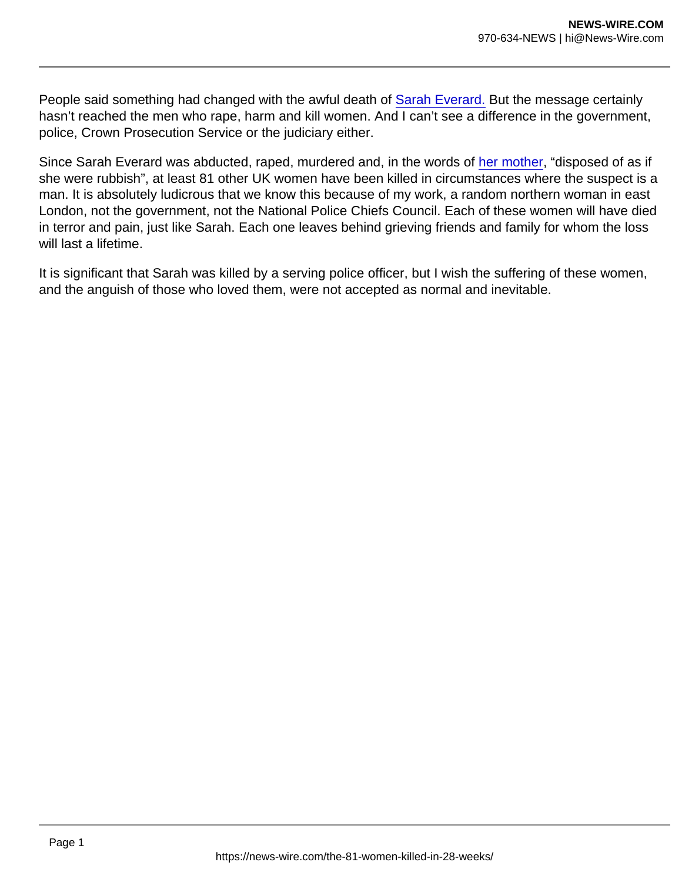People said something had changed with the awful death of Sarah Everard. But the message certainly hasn't reached the men who rape, harm and kill women. And I can't see a difference in the government, police, Crown Prosecution Service or the judiciary either.

Since Sarah Everard was abducted, raped, murdered and, in the words of her mother, "disposed of as if she were rubbish", at least 81 other UK women have been killed in circumstances where the suspect is a man. It is absolutely ludicrous that we know this because of my work, a random northern woman in east London, not the government, not the National Police Chiefs Council. Each of these women will have died in terror and pain, just like Sarah. Each one leaves behind grieving friends and family for whom the loss will last a lifetime.

It is significant that Sarah was killed by a serving police officer, but I wish the suffering of these women, and the anguish of those who loved them, were not accepted as normal and inevitable.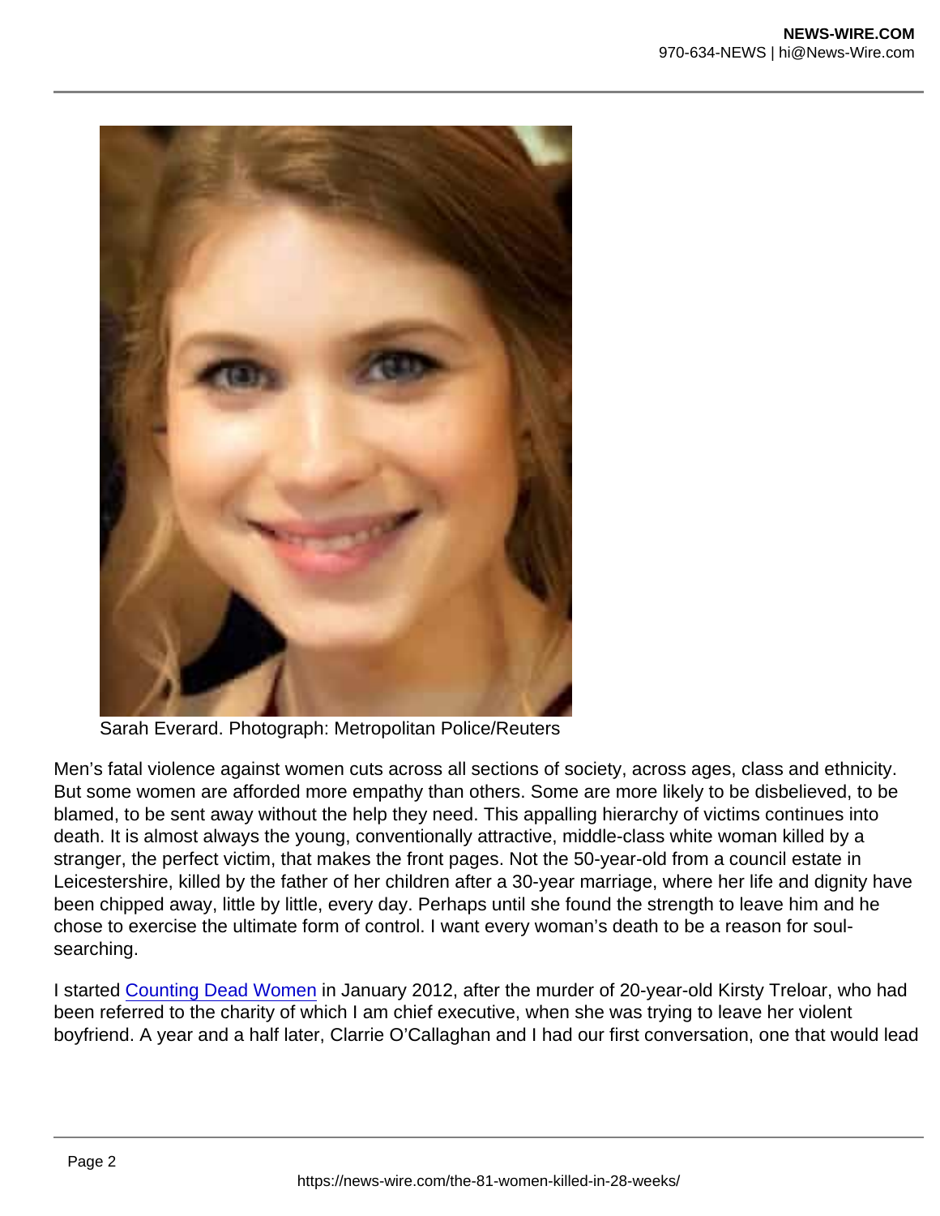Sarah Everard. Photograph: Metropolitan Police/Reuters

Men's fatal violence against women cuts across all sections of society, across ages, class and ethnicity. But some women are afforded more empathy than others. Some are more likely to be disbelieved, to be blamed, to be sent away without the help they need. This appalling hierarchy of victims continues into death. It is almost always the young, conventionally attractive, middle-class white woman killed by a stranger, the perfect victim, that makes the front pages. Not the 50-year-old from a council estate in Leicestershire, killed by the father of her children after a 30-year marriage, where her life and dignity have been chipped away, little by little, every day. Perhaps until she found the strength to leave him and he chose to exercise the ultimate form of control. I want every woman's death to be a reason for soul-searching.

I started [Counting Dead Women] in January 2012, after the murder of 20-year-old Kirsty Treloar, who had been referred to the charity of which I am chief executive, when she was trying to leave her violent boyfriend. A year and a half later, Clarrie O'Callaghan and I had our first conversation, one that would lead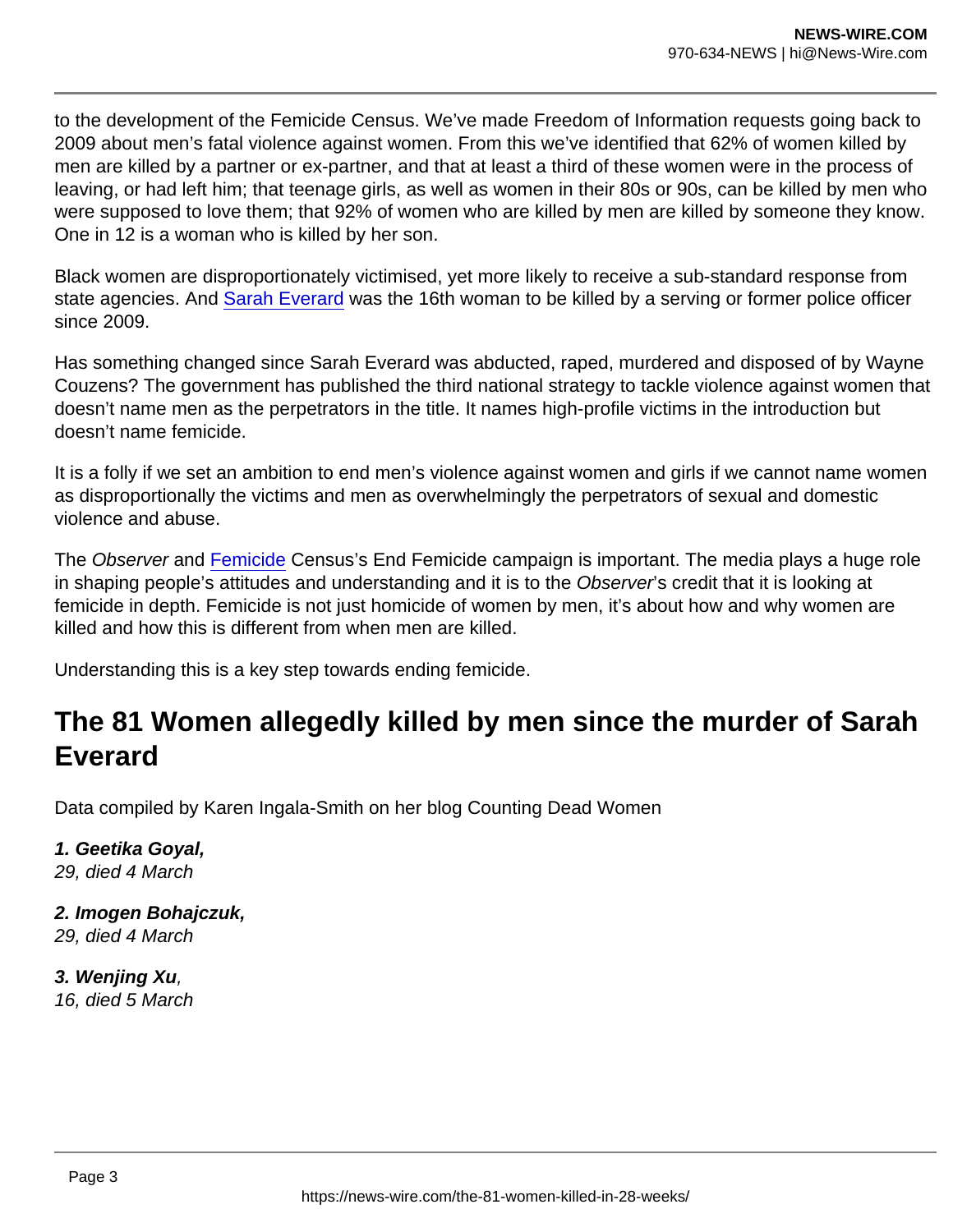to the development of the Femicide Census. We've made Freedom of Information requests going back to 2009 about men's fatal violence against women. From this we've identified that 62% of women killed by men are killed by a partner or ex-partner, and that at least a third of these women were in the process of leaving, or had left him; that teenage girls, as well as women in their 80s or 90s, can be killed by men who were supposed to love them; that 92% of women who are killed by men are killed by someone they know. One in 12 is a woman who is killed by her son.

Black women are disproportionately victimised, yet more likely to receive a sub-standard response from state agencies. And Sarah Everard was the 16th woman to be killed by a serving or former police officer since 2009.

Has something changed since Sarah Everard was abducted, raped, murdered and disposed of by Wayne Couzens? The government has published the third national strategy to tackle violence against women that doesn't name men as the perpetrators in the title. It names high-profile victims in the introduction but doesn't name femicide.

It is a folly if we set an ambition to end men's violence against women and girls if we cannot name women as disproportionally the victims and men as overwhelmingly the perpetrators of sexual and domestic violence and abuse.

The *Observer* and Femicide Census's End Femicide campaign is important. The media plays a huge role in shaping people's attitudes and understanding and it is to the *Observer*'s credit that it is looking at femicide in depth. Femicide is not just homicide of women by men, it's about how and why women are killed and how this is different from when men are killed.

Understanding this is a key step towards ending femicide.

## The 81 Women allegedly killed by men since the murder of Sarah Everard

Data compiled by Karen Ingala-Smith on her blog Counting Dead Women

***1. Geetika Goyal,***
*29, died 4 March*

***2. Imogen Bohajczuk,***
*29, died 4 March*

***3. Wenjing Xu**,*
*16, died 5 March*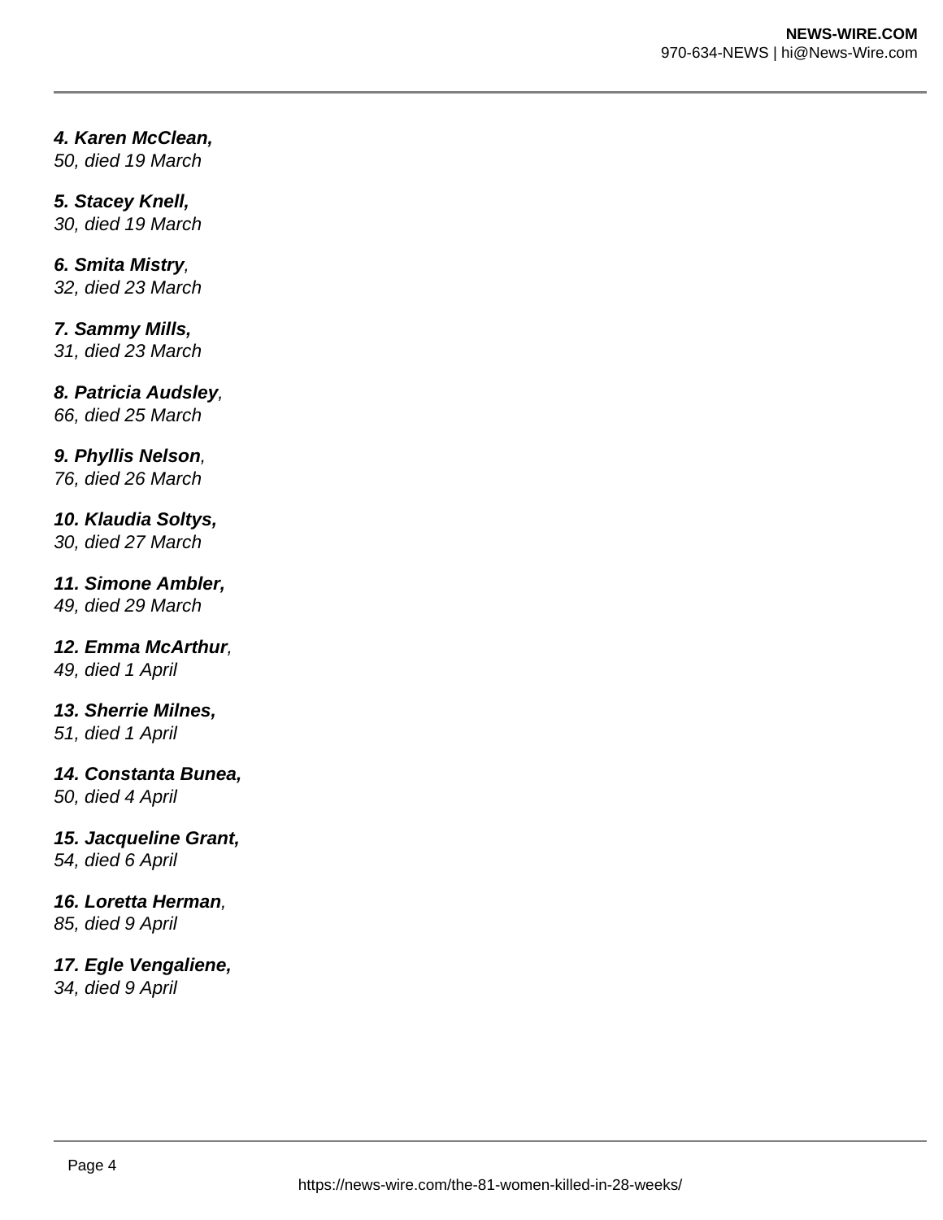***4. Karen McClean,***
*50, died 19 March*

***5. Stacey Knell,***
*30, died 19 March*

***6. Smita Mistry**,*
*32, died 23 March*

***7. Sammy Mills,***
*31, died 23 March*

***8. Patricia Audsley**,*
*66, died 25 March*

***9. Phyllis Nelson**,*
*76, died 26 March*

***10. Klaudia Soltys,***
*30, died 27 March*

***11. Simone Ambler,***
*49, died 29 March*

***12. Emma McArthur**,*
*49, died 1 April*

***13. Sherrie Milnes,***
*51, died 1 April*

***14. Constanta Bunea,***
*50, died 4 April*

***15. Jacqueline Grant,***
*54, died 6 April*

***16. Loretta Herman**,*
*85, died 9 April*

***17. Egle Vengaliene,***
*34, died 9 April*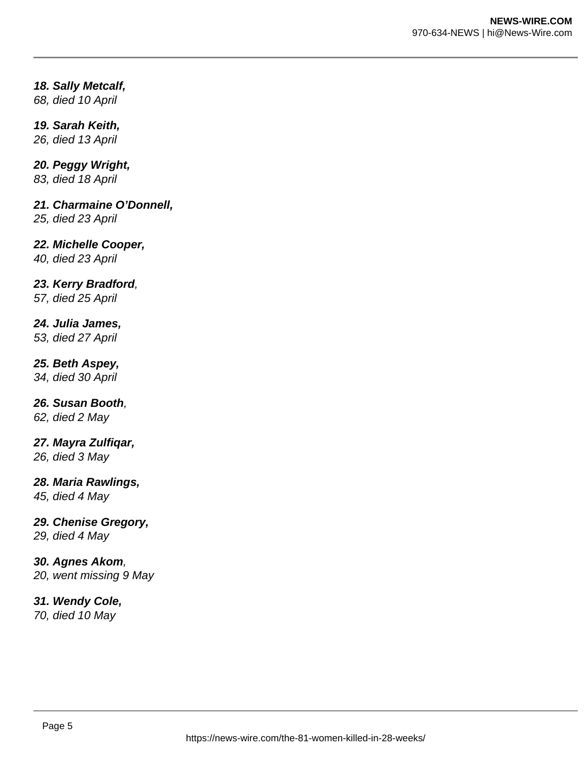***18. Sally Metcalf,***
*68, died 10 April*

***19. Sarah Keith,***
*26, died 13 April*

***20. Peggy Wright,***
*83, died 18 April*

***21. Charmaine O'Donnell,***
*25, died 23 April*

***22. Michelle Cooper,***
*40, died 23 April*

***23. Kerry Bradford****,*
*57, died 25 April*

***24. Julia James,***
*53, died 27 April*

***25. Beth Aspey,***
*34, died 30 April*

***26. Susan Booth****,*
*62, died 2 May*

***27. Mayra Zulfiqar,***
*26, died 3 May*

***28. Maria Rawlings,***
*45, died 4 May*

***29. Chenise Gregory,***
*29, died 4 May*

***30. Agnes Akom****,*
*20, went missing 9 May*

***31. Wendy Cole,***
*70, died 10 May*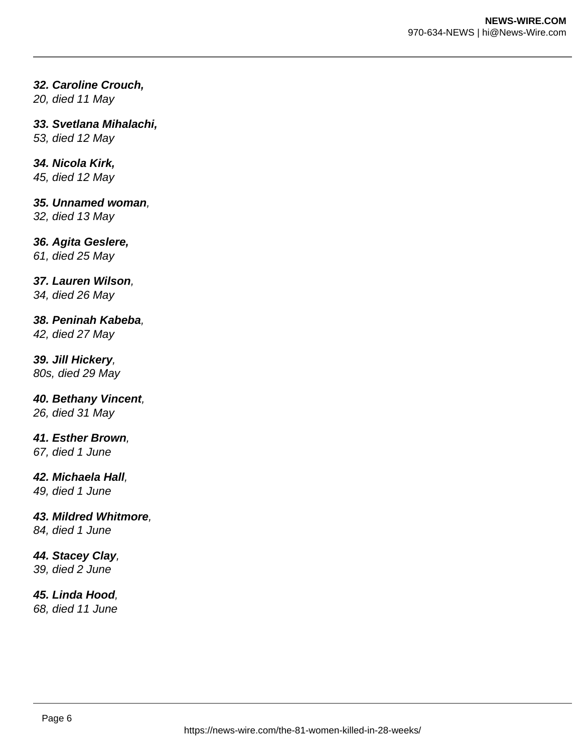***32. Caroline Crouch,***
*20, died 11 May*

***33. Svetlana Mihalachi,***
*53, died 12 May*

***34. Nicola Kirk,***
*45, died 12 May*

***35. Unnamed woman**,*
*32, died 13 May*

***36. Agita Geslere,***
*61, died 25 May*

***37. Lauren Wilson**,*
*34, died 26 May*

***38. Peninah Kabeba**,*
*42, died 27 May*

***39. Jill Hickery**,*
*80s, died 29 May*

***40. Bethany Vincent**,*
*26, died 31 May*

***41. Esther Brown**,*
*67, died 1 June*

***42. Michaela Hall**,*
*49, died 1 June*

***43. Mildred Whitmore**,*
*84, died 1 June*

***44. Stacey Clay**,*
*39, died 2 June*

***45. Linda Hood**,*
*68, died 11 June*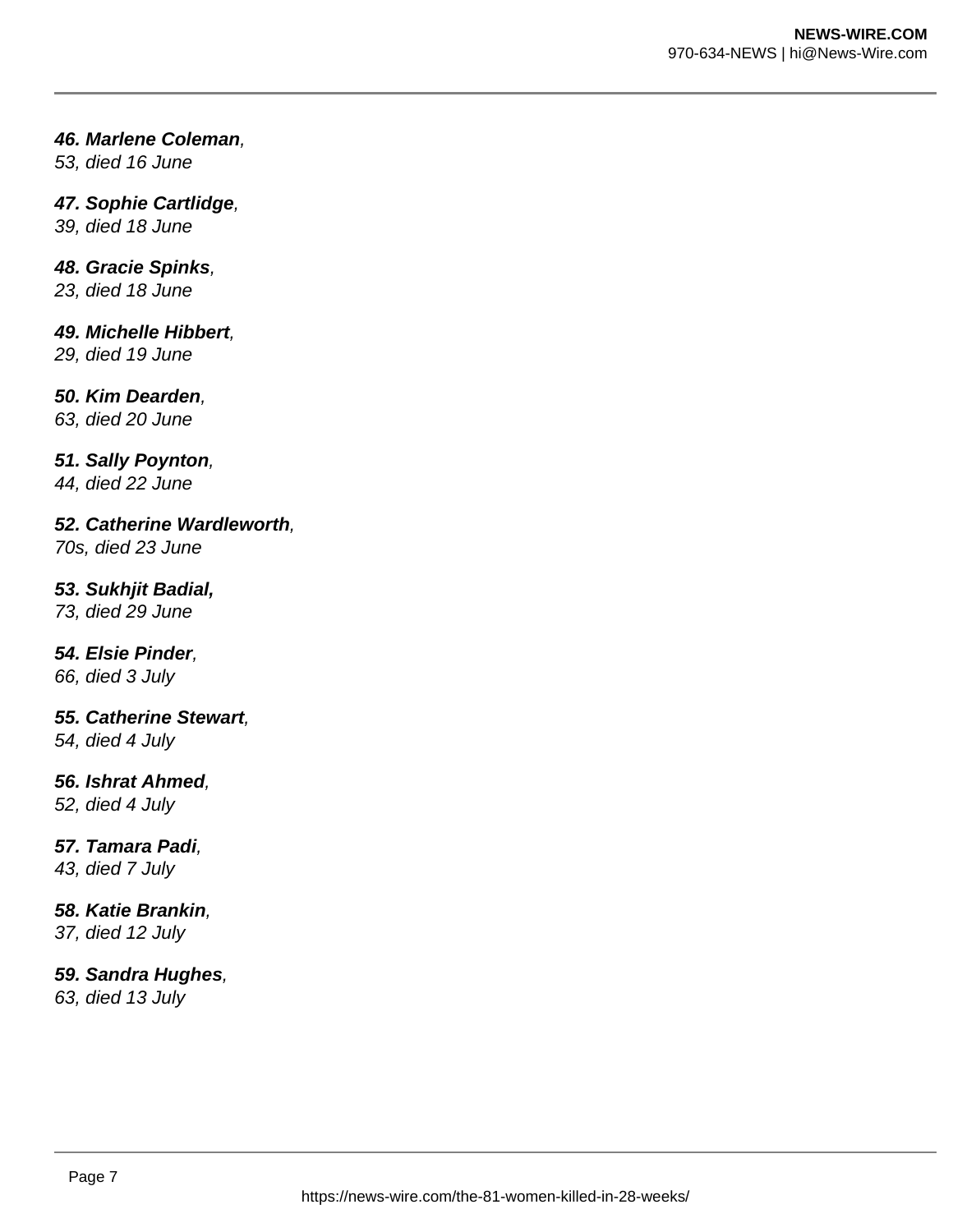***46. Marlene Coleman**,*
*53, died 16 June*

***47. Sophie Cartlidge**,*
*39, died 18 June*

***48. Gracie Spinks**,*
*23, died 18 June*

***49. Michelle Hibbert**,*
*29, died 19 June*

***50. Kim Dearden**,*
*63, died 20 June*

***51. Sally Poynton**,*
*44, died 22 June*

***52. Catherine Wardleworth**,*
*70s, died 23 June*

***53. Sukhjit Badial,***
*73, died 29 June*

***54. Elsie Pinder**,*
*66, died 3 July*

***55. Catherine Stewart**,*
*54, died 4 July*

***56. Ishrat Ahmed**,*
*52, died 4 July*

***57. Tamara Padi**,*
*43, died 7 July*

***58. Katie Brankin**,*
*37, died 12 July*

***59. Sandra Hughes**,*
*63, died 13 July*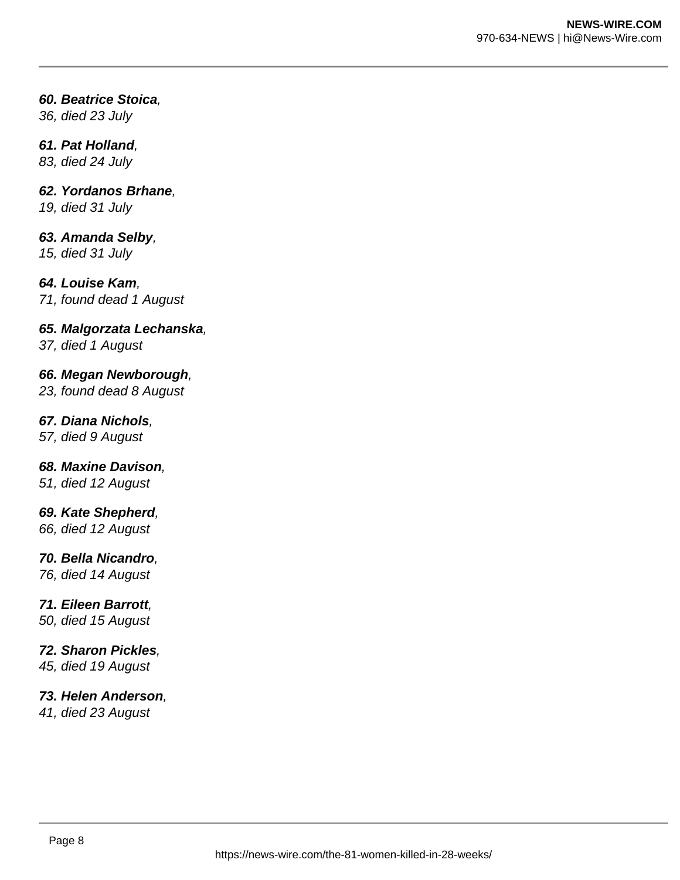***60. Beatrice Stoica**,*
*36, died 23 July*

***61. Pat Holland**,*
*83, died 24 July*

***62. Yordanos Brhane**,*
*19, died 31 July*

***63. Amanda Selby**,*
*15, died 31 July*

***64. Louise Kam**,*
*71, found dead 1 August*

***65. Malgorzata Lechanska**,*
*37, died 1 August*

***66. Megan Newborough**,*
*23, found dead 8 August*

***67. Diana Nichols**,*
*57, died 9 August*

***68. Maxine Davison**,*
*51, died 12 August*

***69. Kate Shepherd**,*
*66, died 12 August*

***70. Bella Nicandro**,*
*76, died 14 August*

***71. Eileen Barrott**,*
*50, died 15 August*

***72. Sharon Pickles**,*
*45, died 19 August*

***73. Helen Anderson**,*
*41, died 23 August*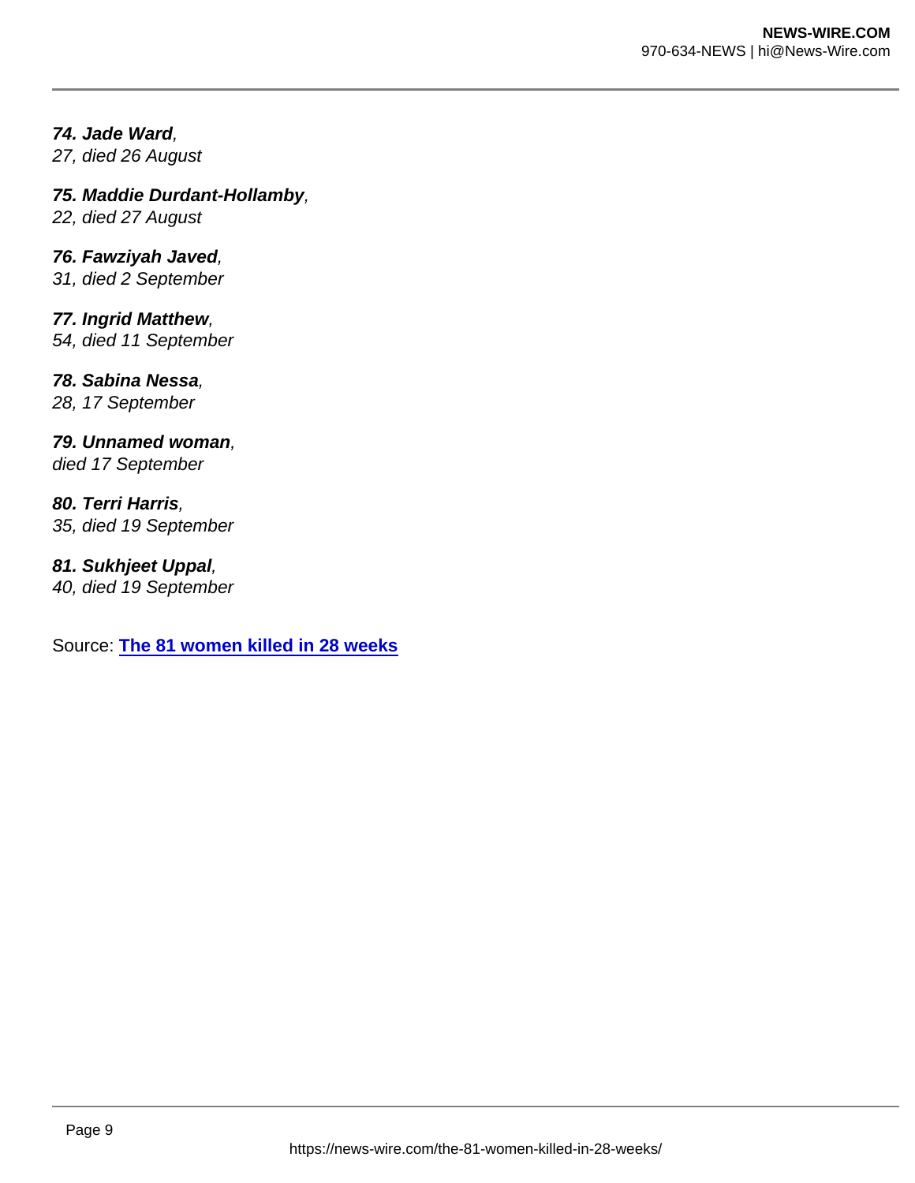**74. Jade Ward**,
*27, died 26 August*

**75. Maddie Durdant-Hollamby**,
*22, died 27 August*

**76. Fawziyah Javed**,
*31, died 2 September*

**77. Ingrid Matthew**,
*54, died 11 September*

**78. Sabina Nessa**,
*28, 17 September*

**79. Unnamed woman**,
*died 17 September*

**80. Terri Harris**,
*35, died 19 September*

**81. Sukhjeet Uppal**,
*40, died 19 September*

Source: **The 81 women killed in 28 weeks**